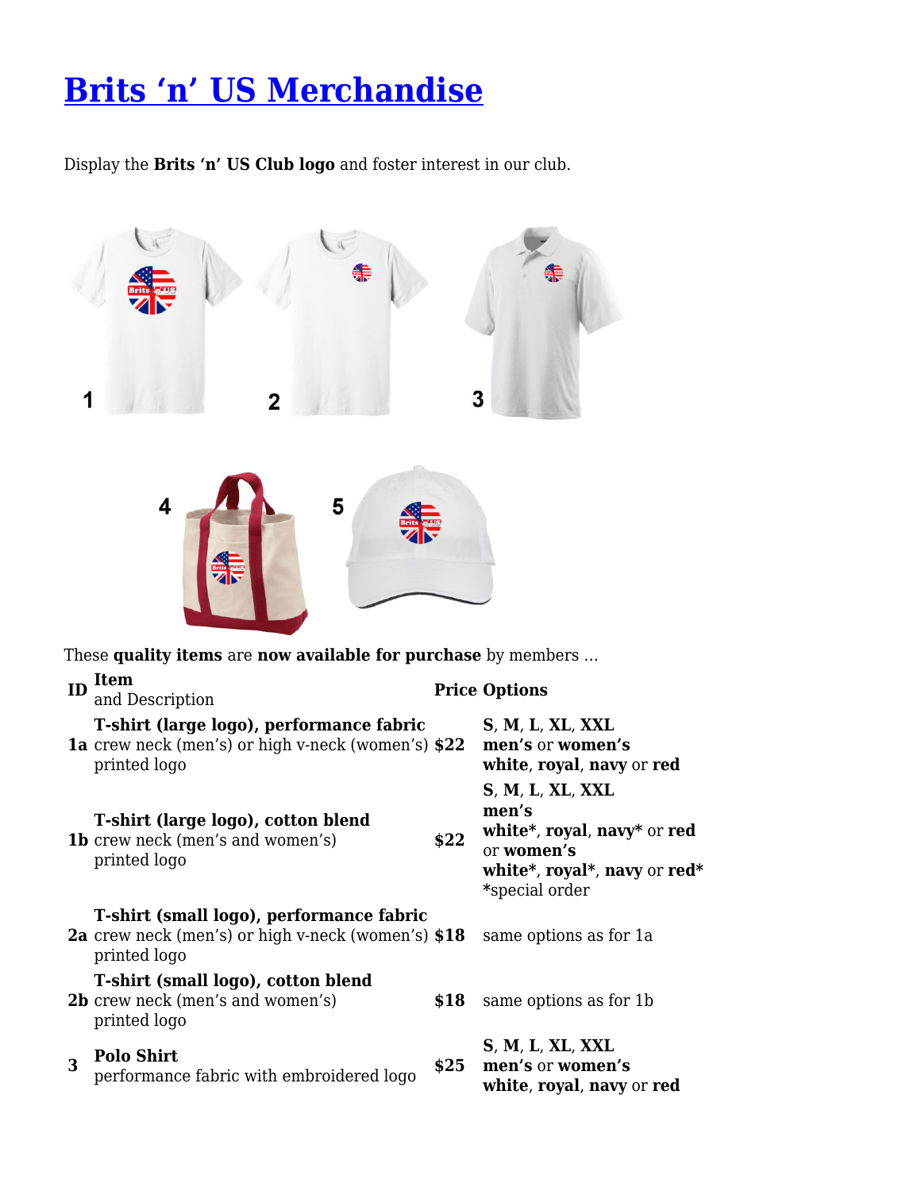# Brits 'n' US Merchandise

Display the **Brits 'n' US Club logo** and foster interest in our club.

These **quality items** are **now available for purchase** by members …

| ID | Item and Description | Price | Options |
|---|---|---|---|
| **1a** | **T-shirt (large logo), performance fabric** crew neck (men's) or high v-neck (women's) printed logo | **$22** | **S**, **M**, **L**, **XL**, **XXL** **men's** or **women's** **white**, **royal**, **navy** or **red** |
| **1b** | **T-shirt (large logo), cotton blend** crew neck (men's and women's) printed logo | **$22** | **S**, **M**, **L**, **XL**, **XXL** **men's** **white***, **royal**, **navy*** or **red** or **women's** **white***, **royal***, **navy** or **red*** ***special order** |
| **2a** | **T-shirt (small logo), performance fabric** crew neck (men's) or high v-neck (women's) printed logo | **$18** | same options as for 1a |
| **2b** | **T-shirt (small logo), cotton blend** crew neck (men's and women's) printed logo | **$18** | same options as for 1b |
| **3** | **Polo Shirt** performance fabric with embroidered logo | **$25** | **S**, **M**, **L**, **XL**, **XXL** **men's** or **women's** **white**, **royal**, **navy** or **red** |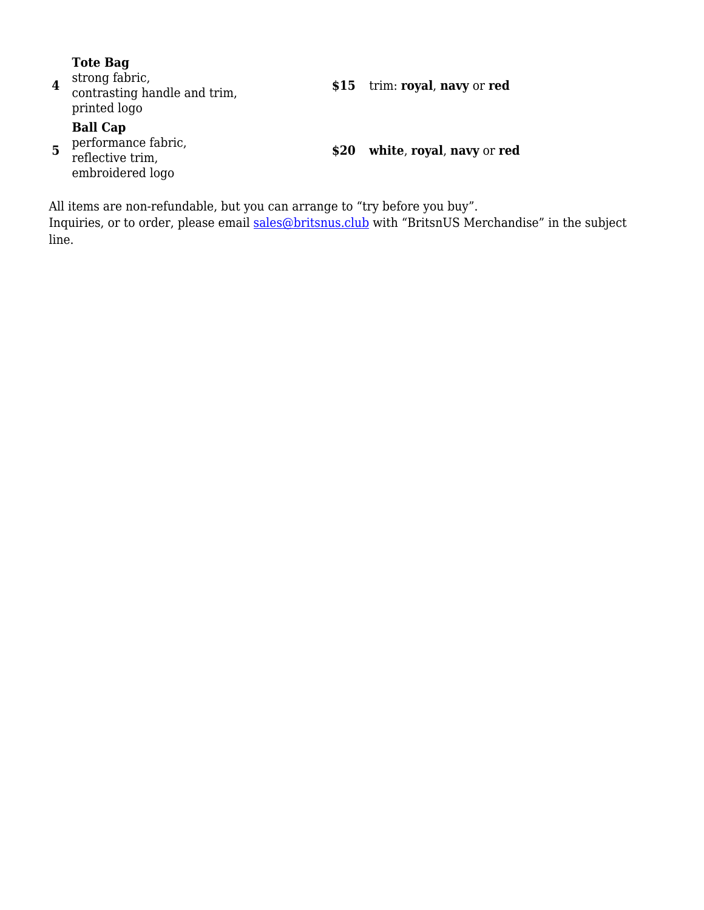| | | | |
|---|---|---|---|
| **4** | **Tote Bag**<br>strong fabric,<br>contrasting handle and trim,<br>printed logo | **$15** | trim: **royal**, **navy** or **red** |
| **5** | **Ball Cap**<br>performance fabric,<br>reflective trim,<br>embroidered logo | **$20** | **white**, **royal**, **navy** or **red** |

All items are non-refundable, but you can arrange to “try before you buy”.
Inquiries, or to order, please email [sales@britsnus.club](mailto:sales@britsnus.club) with “BritsnUS Merchandise” in the subject line.